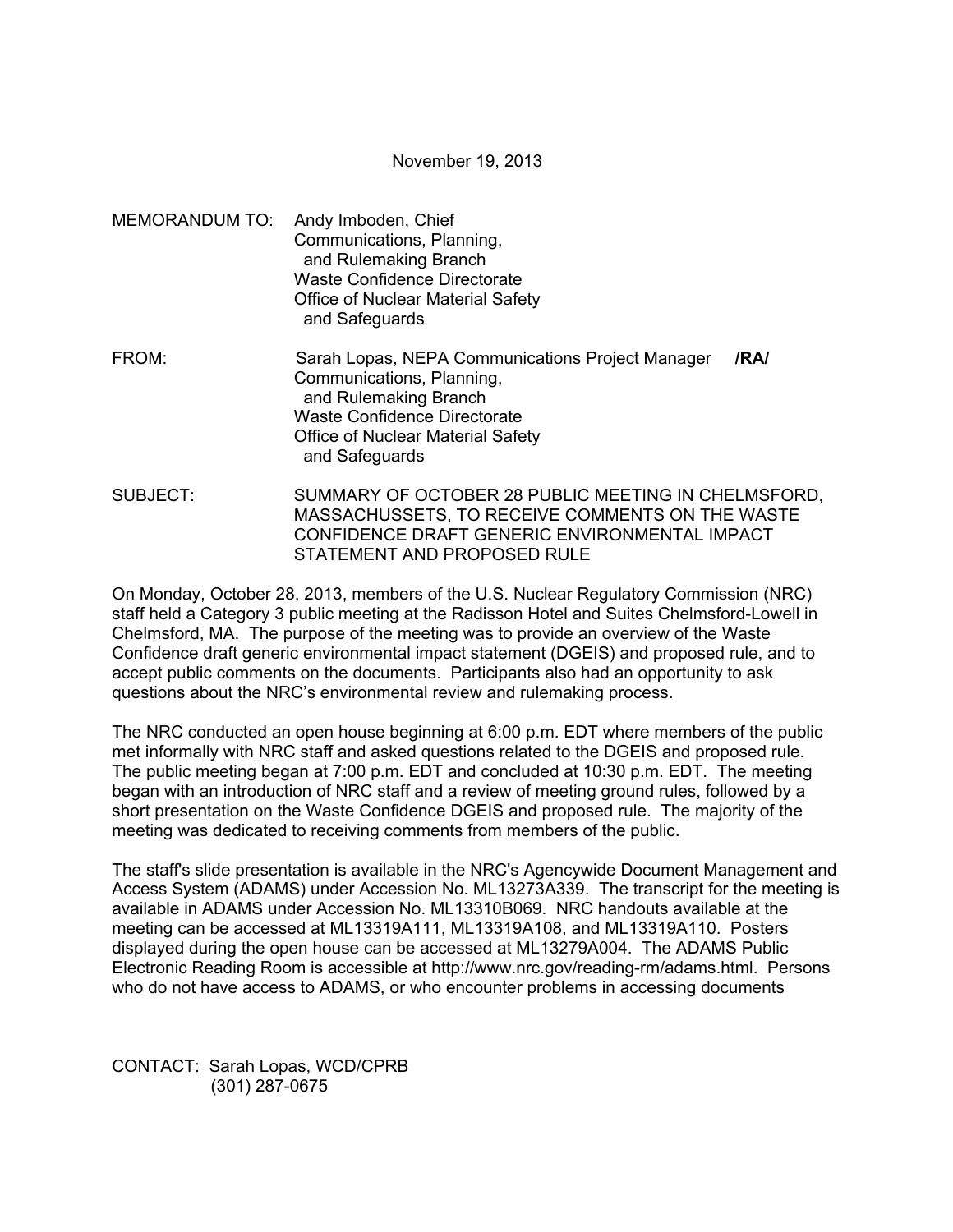November 19, 2013

MEMORANDUM TO: Andy Imboden, Chief
Communications, Planning,
and Rulemaking Branch
Waste Confidence Directorate
Office of Nuclear Material Safety
and Safeguards

FROM: Sarah Lopas, NEPA Communications Project Manager **/RA/**
Communications, Planning,
and Rulemaking Branch
Waste Confidence Directorate
Office of Nuclear Material Safety
and Safeguards

SUBJECT: SUMMARY OF OCTOBER 28 PUBLIC MEETING IN CHELMSFORD, MASSACHUSSETS, TO RECEIVE COMMENTS ON THE WASTE CONFIDENCE DRAFT GENERIC ENVIRONMENTAL IMPACT STATEMENT AND PROPOSED RULE

On Monday, October 28, 2013, members of the U.S. Nuclear Regulatory Commission (NRC) staff held a Category 3 public meeting at the Radisson Hotel and Suites Chelmsford-Lowell in Chelmsford, MA. The purpose of the meeting was to provide an overview of the Waste Confidence draft generic environmental impact statement (DGEIS) and proposed rule, and to accept public comments on the documents. Participants also had an opportunity to ask questions about the NRC's environmental review and rulemaking process.

The NRC conducted an open house beginning at 6:00 p.m. EDT where members of the public met informally with NRC staff and asked questions related to the DGEIS and proposed rule. The public meeting began at 7:00 p.m. EDT and concluded at 10:30 p.m. EDT. The meeting began with an introduction of NRC staff and a review of meeting ground rules, followed by a short presentation on the Waste Confidence DGEIS and proposed rule. The majority of the meeting was dedicated to receiving comments from members of the public.

The staff's slide presentation is available in the NRC's Agencywide Document Management and Access System (ADAMS) under Accession No. ML13273A339. The transcript for the meeting is available in ADAMS under Accession No. ML13310B069. NRC handouts available at the meeting can be accessed at ML13319A111, ML13319A108, and ML13319A110. Posters displayed during the open house can be accessed at ML13279A004. The ADAMS Public Electronic Reading Room is accessible at http://www.nrc.gov/reading-rm/adams.html. Persons who do not have access to ADAMS, or who encounter problems in accessing documents

CONTACT: Sarah Lopas, WCD/CPRB
(301) 287-0675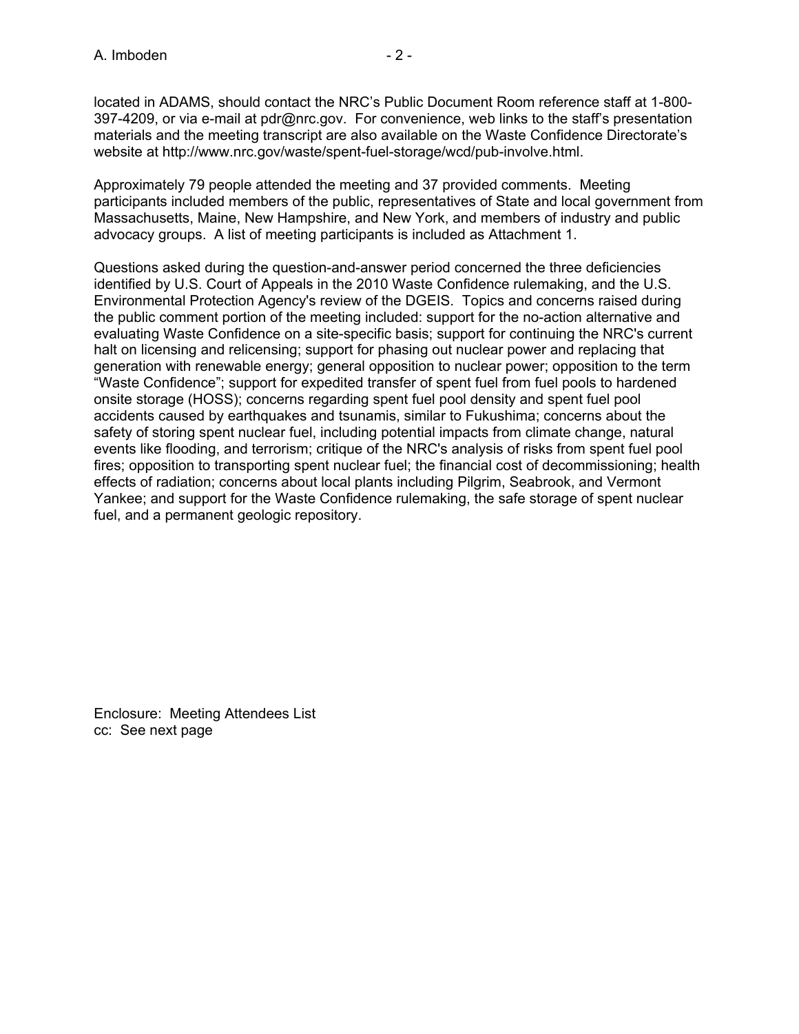located in ADAMS, should contact the NRC's Public Document Room reference staff at 1-800-397-4209, or via e-mail at pdr@nrc.gov. For convenience, web links to the staff's presentation materials and the meeting transcript are also available on the Waste Confidence Directorate's website at http://www.nrc.gov/waste/spent-fuel-storage/wcd/pub-involve.html.

Approximately 79 people attended the meeting and 37 provided comments. Meeting participants included members of the public, representatives of State and local government from Massachusetts, Maine, New Hampshire, and New York, and members of industry and public advocacy groups. A list of meeting participants is included as Attachment 1.

Questions asked during the question-and-answer period concerned the three deficiencies identified by U.S. Court of Appeals in the 2010 Waste Confidence rulemaking, and the U.S. Environmental Protection Agency's review of the DGEIS. Topics and concerns raised during the public comment portion of the meeting included: support for the no-action alternative and evaluating Waste Confidence on a site-specific basis; support for continuing the NRC's current halt on licensing and relicensing; support for phasing out nuclear power and replacing that generation with renewable energy; general opposition to nuclear power; opposition to the term "Waste Confidence"; support for expedited transfer of spent fuel from fuel pools to hardened onsite storage (HOSS); concerns regarding spent fuel pool density and spent fuel pool accidents caused by earthquakes and tsunamis, similar to Fukushima; concerns about the safety of storing spent nuclear fuel, including potential impacts from climate change, natural events like flooding, and terrorism; critique of the NRC's analysis of risks from spent fuel pool fires; opposition to transporting spent nuclear fuel; the financial cost of decommissioning; health effects of radiation; concerns about local plants including Pilgrim, Seabrook, and Vermont Yankee; and support for the Waste Confidence rulemaking, the safe storage of spent nuclear fuel, and a permanent geologic repository.

Enclosure: Meeting Attendees List
cc: See next page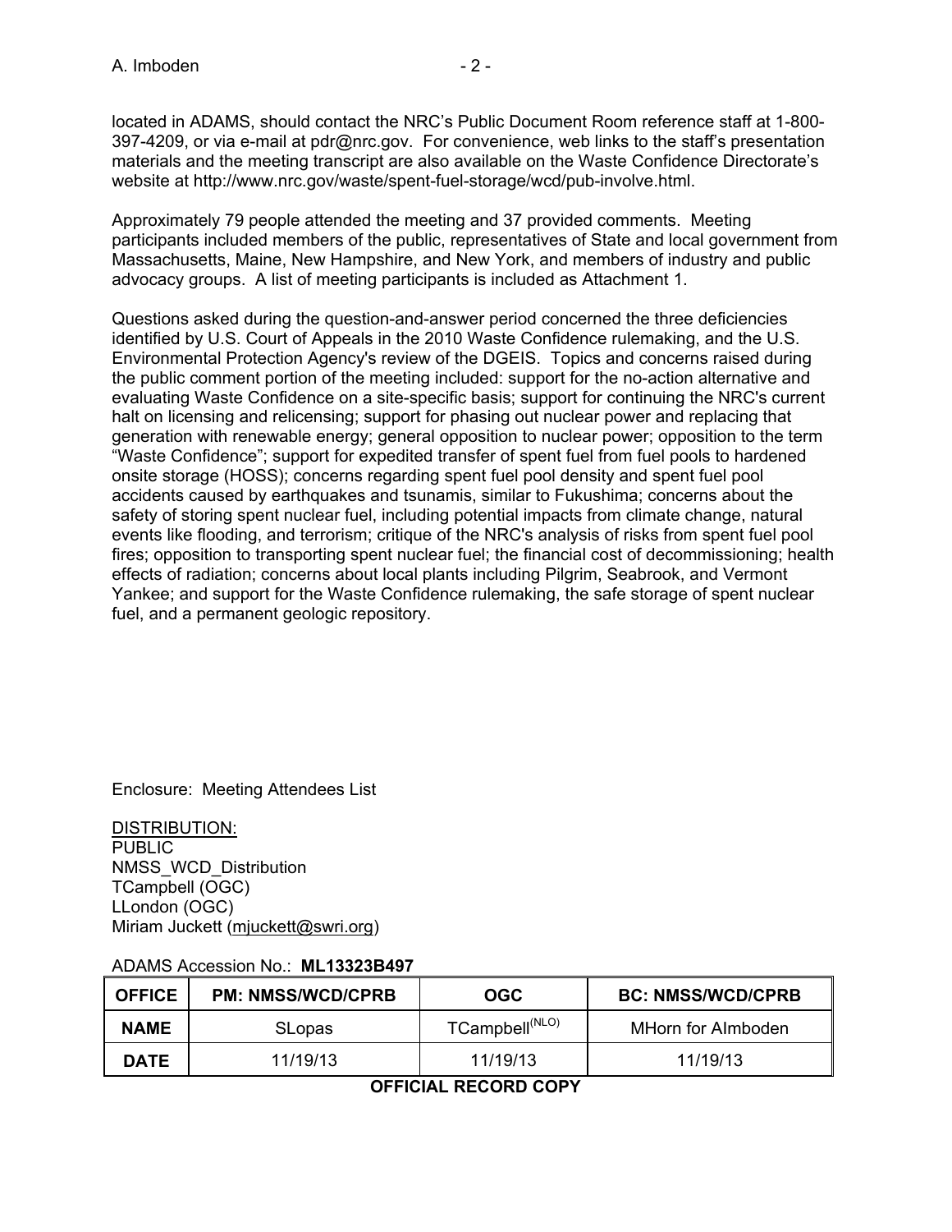located in ADAMS, should contact the NRC's Public Document Room reference staff at 1-800-397-4209, or via e-mail at pdr@nrc.gov. For convenience, web links to the staff's presentation materials and the meeting transcript are also available on the Waste Confidence Directorate's website at http://www.nrc.gov/waste/spent-fuel-storage/wcd/pub-involve.html.

Approximately 79 people attended the meeting and 37 provided comments. Meeting participants included members of the public, representatives of State and local government from Massachusetts, Maine, New Hampshire, and New York, and members of industry and public advocacy groups. A list of meeting participants is included as Attachment 1.

Questions asked during the question-and-answer period concerned the three deficiencies identified by U.S. Court of Appeals in the 2010 Waste Confidence rulemaking, and the U.S. Environmental Protection Agency's review of the DGEIS. Topics and concerns raised during the public comment portion of the meeting included: support for the no-action alternative and evaluating Waste Confidence on a site-specific basis; support for continuing the NRC's current halt on licensing and relicensing; support for phasing out nuclear power and replacing that generation with renewable energy; general opposition to nuclear power; opposition to the term "Waste Confidence"; support for expedited transfer of spent fuel from fuel pools to hardened onsite storage (HOSS); concerns regarding spent fuel pool density and spent fuel pool accidents caused by earthquakes and tsunamis, similar to Fukushima; concerns about the safety of storing spent nuclear fuel, including potential impacts from climate change, natural events like flooding, and terrorism; critique of the NRC's analysis of risks from spent fuel pool fires; opposition to transporting spent nuclear fuel; the financial cost of decommissioning; health effects of radiation; concerns about local plants including Pilgrim, Seabrook, and Vermont Yankee; and support for the Waste Confidence rulemaking, the safe storage of spent nuclear fuel, and a permanent geologic repository.

Enclosure: Meeting Attendees List

DISTRIBUTION:
PUBLIC
NMSS_WCD_Distribution
TCampbell (OGC)
LLondon (OGC)
Miriam Juckett (mjuckett@swri.org)

ADAMS Accession No.: **ML13323B497**

| **OFFICE** | **PM: NMSS/WCD/CPRB** | **OGC** | **BC: NMSS/WCD/CPRB** |
|---|---|---|---|
| **NAME** | SLopas | TCampbell(NLO) | MHorn for AImboden |
| **DATE** | 11/19/13 | 11/19/13 | 11/19/13 |

**OFFICIAL RECORD COPY**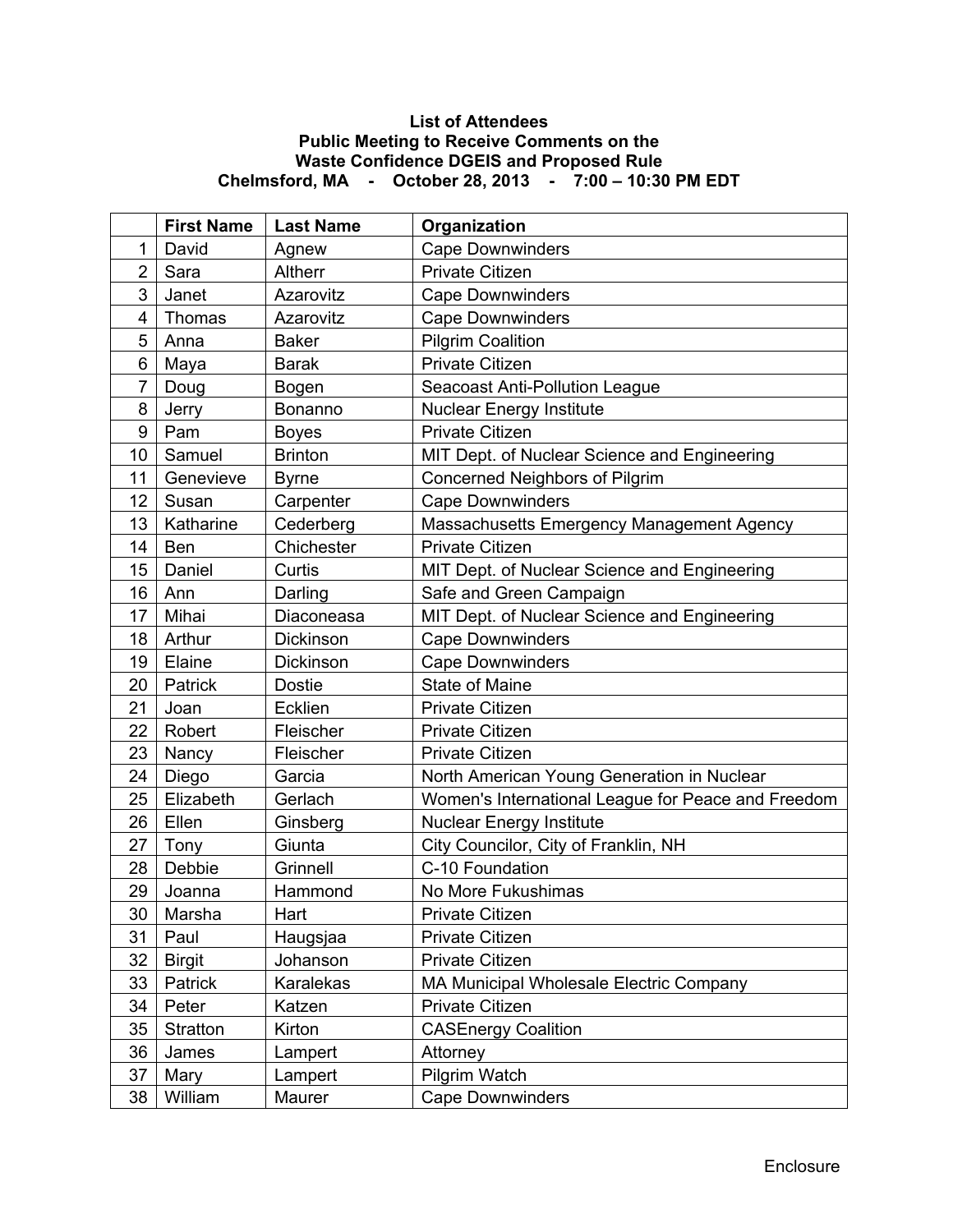**List of Attendees**
**Public Meeting to Receive Comments on the**
**Waste Confidence DGEIS and Proposed Rule**
**Chelmsford, MA - October 28, 2013 - 7:00 – 10:30 PM EDT**

| | First Name | Last Name | Organization |
|---|---|---|---|
| 1 | David | Agnew | Cape Downwinders |
| 2 | Sara | Altherr | Private Citizen |
| 3 | Janet | Azarovitz | Cape Downwinders |
| 4 | Thomas | Azarovitz | Cape Downwinders |
| 5 | Anna | Baker | Pilgrim Coalition |
| 6 | Maya | Barak | Private Citizen |
| 7 | Doug | Bogen | Seacoast Anti-Pollution League |
| 8 | Jerry | Bonanno | Nuclear Energy Institute |
| 9 | Pam | Boyes | Private Citizen |
| 10 | Samuel | Brinton | MIT Dept. of Nuclear Science and Engineering |
| 11 | Genevieve | Byrne | Concerned Neighbors of Pilgrim |
| 12 | Susan | Carpenter | Cape Downwinders |
| 13 | Katharine | Cederberg | Massachusetts Emergency Management Agency |
| 14 | Ben | Chichester | Private Citizen |
| 15 | Daniel | Curtis | MIT Dept. of Nuclear Science and Engineering |
| 16 | Ann | Darling | Safe and Green Campaign |
| 17 | Mihai | Diaconeasa | MIT Dept. of Nuclear Science and Engineering |
| 18 | Arthur | Dickinson | Cape Downwinders |
| 19 | Elaine | Dickinson | Cape Downwinders |
| 20 | Patrick | Dostie | State of Maine |
| 21 | Joan | Ecklien | Private Citizen |
| 22 | Robert | Fleischer | Private Citizen |
| 23 | Nancy | Fleischer | Private Citizen |
| 24 | Diego | Garcia | North American Young Generation in Nuclear |
| 25 | Elizabeth | Gerlach | Women's International League for Peace and Freedom |
| 26 | Ellen | Ginsberg | Nuclear Energy Institute |
| 27 | Tony | Giunta | City Councilor, City of Franklin, NH |
| 28 | Debbie | Grinnell | C-10 Foundation |
| 29 | Joanna | Hammond | No More Fukushimas |
| 30 | Marsha | Hart | Private Citizen |
| 31 | Paul | Haugsjaa | Private Citizen |
| 32 | Birgit | Johanson | Private Citizen |
| 33 | Patrick | Karalekas | MA Municipal Wholesale Electric Company |
| 34 | Peter | Katzen | Private Citizen |
| 35 | Stratton | Kirton | CASEnergy Coalition |
| 36 | James | Lampert | Attorney |
| 37 | Mary | Lampert | Pilgrim Watch |
| 38 | William | Maurer | Cape Downwinders |

Enclosure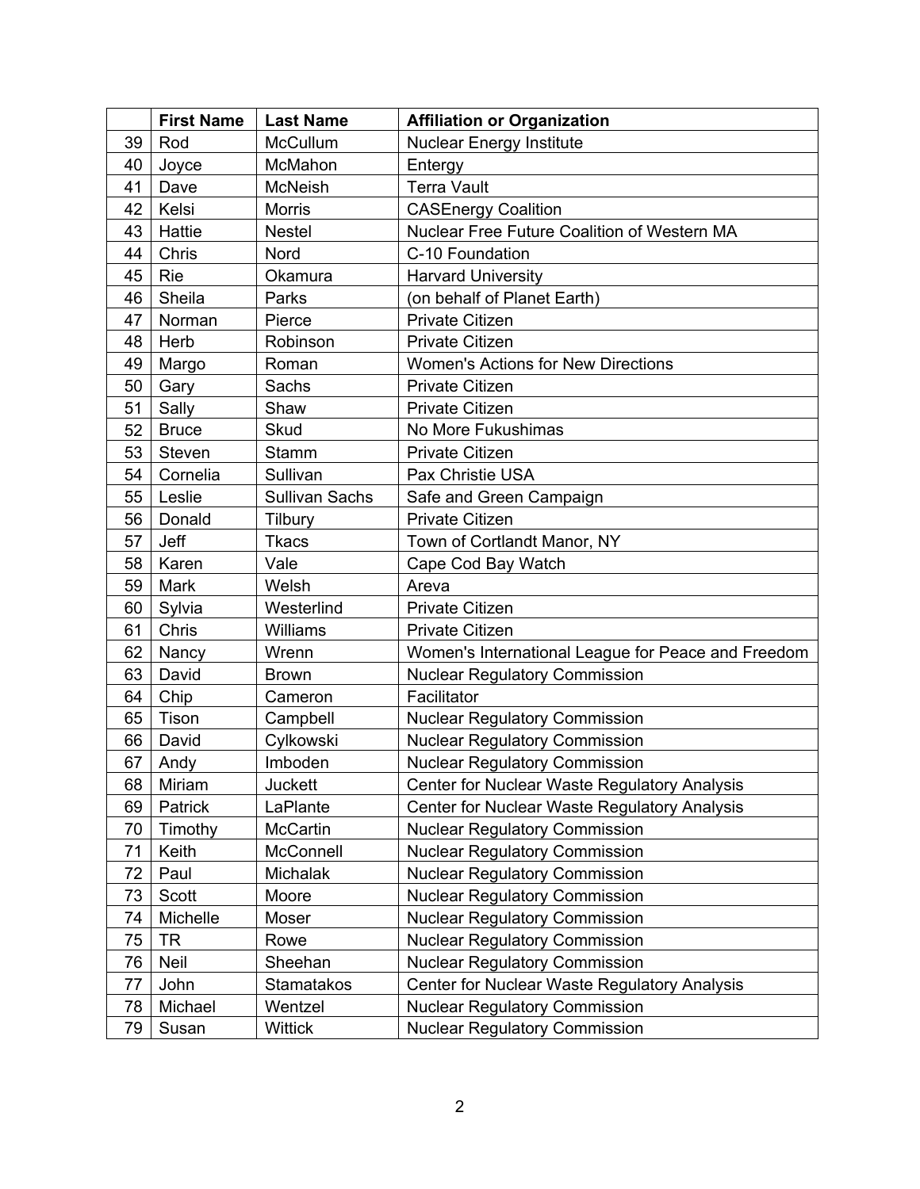| | First Name | Last Name | Affiliation or Organization |
|---|---|---|---|
| 39 | Rod | McCullum | Nuclear Energy Institute |
| 40 | Joyce | McMahon | Entergy |
| 41 | Dave | McNeish | Terra Vault |
| 42 | Kelsi | Morris | CASEnergy Coalition |
| 43 | Hattie | Nestel | Nuclear Free Future Coalition of Western MA |
| 44 | Chris | Nord | C-10 Foundation |
| 45 | Rie | Okamura | Harvard University |
| 46 | Sheila | Parks | (on behalf of Planet Earth) |
| 47 | Norman | Pierce | Private Citizen |
| 48 | Herb | Robinson | Private Citizen |
| 49 | Margo | Roman | Women's Actions for New Directions |
| 50 | Gary | Sachs | Private Citizen |
| 51 | Sally | Shaw | Private Citizen |
| 52 | Bruce | Skud | No More Fukushimas |
| 53 | Steven | Stamm | Private Citizen |
| 54 | Cornelia | Sullivan | Pax Christie USA |
| 55 | Leslie | Sullivan Sachs | Safe and Green Campaign |
| 56 | Donald | Tilbury | Private Citizen |
| 57 | Jeff | Tkacs | Town of Cortlandt Manor, NY |
| 58 | Karen | Vale | Cape Cod Bay Watch |
| 59 | Mark | Welsh | Areva |
| 60 | Sylvia | Westerlind | Private Citizen |
| 61 | Chris | Williams | Private Citizen |
| 62 | Nancy | Wrenn | Women's International League for Peace and Freedom |
| 63 | David | Brown | Nuclear Regulatory Commission |
| 64 | Chip | Cameron | Facilitator |
| 65 | Tison | Campbell | Nuclear Regulatory Commission |
| 66 | David | Cylkowski | Nuclear Regulatory Commission |
| 67 | Andy | Imboden | Nuclear Regulatory Commission |
| 68 | Miriam | Juckett | Center for Nuclear Waste Regulatory Analysis |
| 69 | Patrick | LaPlante | Center for Nuclear Waste Regulatory Analysis |
| 70 | Timothy | McCartin | Nuclear Regulatory Commission |
| 71 | Keith | McConnell | Nuclear Regulatory Commission |
| 72 | Paul | Michalak | Nuclear Regulatory Commission |
| 73 | Scott | Moore | Nuclear Regulatory Commission |
| 74 | Michelle | Moser | Nuclear Regulatory Commission |
| 75 | TR | Rowe | Nuclear Regulatory Commission |
| 76 | Neil | Sheehan | Nuclear Regulatory Commission |
| 77 | John | Stamatakos | Center for Nuclear Waste Regulatory Analysis |
| 78 | Michael | Wentzel | Nuclear Regulatory Commission |
| 79 | Susan | Wittick | Nuclear Regulatory Commission |